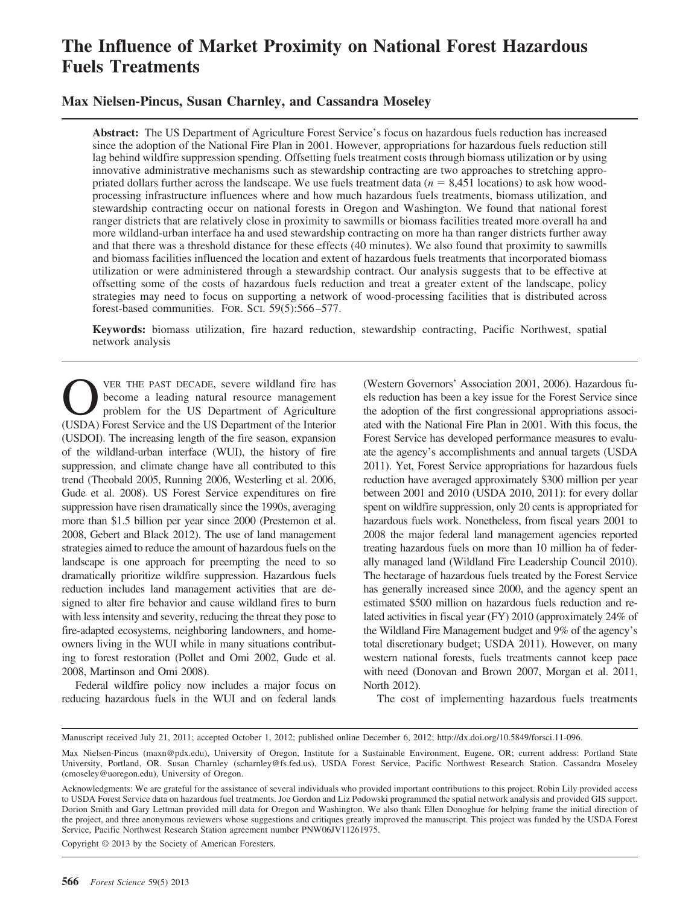# The Influence of Market Proximity on National Forest Hazardous Fuels Treatments

**Max Nielsen-Pincus, Susan Charnley, and Cassandra Moseley**

**Abstract:** The US Department of Agriculture Forest Service's focus on hazardous fuels reduction has increased since the adoption of the National Fire Plan in 2001. However, appropriations for hazardous fuels reduction still lag behind wildfire suppression spending. Offsetting fuels treatment costs through biomass utilization or by using innovative administrative mechanisms such as stewardship contracting are two approaches to stretching appropriated dollars further across the landscape. We use fuels treatment data ($n = 8{,}451$ locations) to ask how wood-processing infrastructure influences where and how much hazardous fuels treatments, biomass utilization, and stewardship contracting occur on national forests in Oregon and Washington. We found that national forest ranger districts that are relatively close in proximity to sawmills or biomass facilities treated more overall ha and more wildland-urban interface ha and used stewardship contracting on more ha than ranger districts further away and that there was a threshold distance for these effects (40 minutes). We also found that proximity to sawmills and biomass facilities influenced the location and extent of hazardous fuels treatments that incorporated biomass utilization or were administered through a stewardship contract. Our analysis suggests that to be effective at offsetting some of the costs of hazardous fuels reduction and treat a greater extent of the landscape, policy strategies may need to focus on supporting a network of wood-processing facilities that is distributed across forest-based communities. FOR. SCI. 59(5):566–577.

**Keywords:** biomass utilization, fire hazard reduction, stewardship contracting, Pacific Northwest, spatial network analysis

Over the past decade, severe wildland fire has become a leading natural resource management problem for the US Department of Agriculture (USDA) Forest Service and the US Department of the Interior (USDOI). The increasing length of the fire season, expansion of the wildland-urban interface (WUI), the history of fire suppression, and climate change have all contributed to this trend (Theobald 2005, Running 2006, Westerling et al. 2006, Gude et al. 2008). US Forest Service expenditures on fire suppression have risen dramatically since the 1990s, averaging more than $1.5 billion per year since 2000 (Prestemon et al. 2008, Gebert and Black 2012). The use of land management strategies aimed to reduce the amount of hazardous fuels on the landscape is one approach for preempting the need to so dramatically prioritize wildfire suppression. Hazardous fuels reduction includes land management activities that are designed to alter fire behavior and cause wildland fires to burn with less intensity and severity, reducing the threat they pose to fire-adapted ecosystems, neighboring landowners, and homeowners living in the WUI while in many situations contributing to forest restoration (Pollet and Omi 2002, Gude et al. 2008, Martinson and Omi 2008).

Federal wildfire policy now includes a major focus on reducing hazardous fuels in the WUI and on federal lands (Western Governors' Association 2001, 2006). Hazardous fuels reduction has been a key issue for the Forest Service since the adoption of the first congressional appropriations associated with the National Fire Plan in 2001. With this focus, the Forest Service has developed performance measures to evaluate the agency's accomplishments and annual targets (USDA 2011). Yet, Forest Service appropriations for hazardous fuels reduction have averaged approximately $300 million per year between 2001 and 2010 (USDA 2010, 2011): for every dollar spent on wildfire suppression, only 20 cents is appropriated for hazardous fuels work. Nonetheless, from fiscal years 2001 to 2008 the major federal land management agencies reported treating hazardous fuels on more than 10 million ha of federally managed land (Wildland Fire Leadership Council 2010). The hectarage of hazardous fuels treated by the Forest Service has generally increased since 2000, and the agency spent an estimated $500 million on hazardous fuels reduction and related activities in fiscal year (FY) 2010 (approximately 24% of the Wildland Fire Management budget and 9% of the agency's total discretionary budget; USDA 2011). However, on many western national forests, fuels treatments cannot keep pace with need (Donovan and Brown 2007, Morgan et al. 2011, North 2012).

The cost of implementing hazardous fuels treatments

---

Manuscript received July 21, 2011; accepted October 1, 2012; published online December 6, 2012; http://dx.doi.org/10.5849/forsci.11-096.

Max Nielsen-Pincus (maxn@pdx.edu), University of Oregon, Institute for a Sustainable Environment, Eugene, OR; current address: Portland State University, Portland, OR. Susan Charnley (scharnley@fs.fed.us), USDA Forest Service, Pacific Northwest Research Station. Cassandra Moseley (cmoseley@uoregon.edu), University of Oregon.

Acknowledgments: We are grateful for the assistance of several individuals who provided important contributions to this project. Robin Lily provided access to USDA Forest Service data on hazardous fuel treatments. Joe Gordon and Liz Podowski programmed the spatial network analysis and provided GIS support. Dorion Smith and Gary Lettman provided mill data for Oregon and Washington. We also thank Ellen Donoghue for helping frame the initial direction of the project, and three anonymous reviewers whose suggestions and critiques greatly improved the manuscript. This project was funded by the USDA Forest Service, Pacific Northwest Research Station agreement number PNW06JV11261975.

Copyright © 2013 by the Society of American Foresters.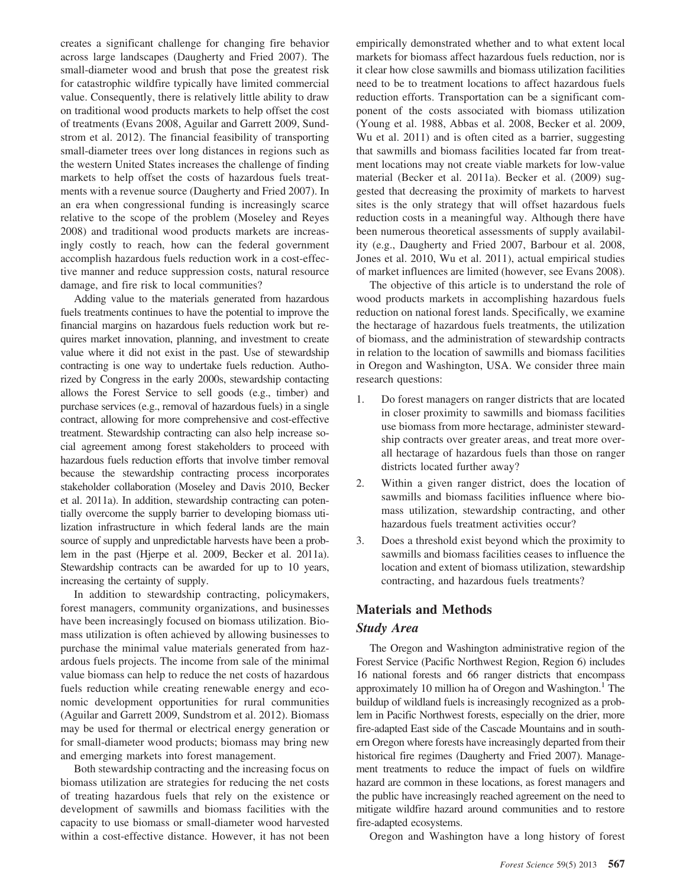creates a significant challenge for changing fire behavior across large landscapes (Daugherty and Fried 2007). The small-diameter wood and brush that pose the greatest risk for catastrophic wildfire typically have limited commercial value. Consequently, there is relatively little ability to draw on traditional wood products markets to help offset the cost of treatments (Evans 2008, Aguilar and Garrett 2009, Sundstrom et al. 2012). The financial feasibility of transporting small-diameter trees over long distances in regions such as the western United States increases the challenge of finding markets to help offset the costs of hazardous fuels treatments with a revenue source (Daugherty and Fried 2007). In an era when congressional funding is increasingly scarce relative to the scope of the problem (Moseley and Reyes 2008) and traditional wood products markets are increasingly costly to reach, how can the federal government accomplish hazardous fuels reduction work in a cost-effective manner and reduce suppression costs, natural resource damage, and fire risk to local communities?

Adding value to the materials generated from hazardous fuels treatments continues to have the potential to improve the financial margins on hazardous fuels reduction work but requires market innovation, planning, and investment to create value where it did not exist in the past. Use of stewardship contracting is one way to undertake fuels reduction. Authorized by Congress in the early 2000s, stewardship contacting allows the Forest Service to sell goods (e.g., timber) and purchase services (e.g., removal of hazardous fuels) in a single contract, allowing for more comprehensive and cost-effective treatment. Stewardship contracting can also help increase social agreement among forest stakeholders to proceed with hazardous fuels reduction efforts that involve timber removal because the stewardship contracting process incorporates stakeholder collaboration (Moseley and Davis 2010, Becker et al. 2011a). In addition, stewardship contracting can potentially overcome the supply barrier to developing biomass utilization infrastructure in which federal lands are the main source of supply and unpredictable harvests have been a problem in the past (Hjerpe et al. 2009, Becker et al. 2011a). Stewardship contracts can be awarded for up to 10 years, increasing the certainty of supply.

In addition to stewardship contracting, policymakers, forest managers, community organizations, and businesses have been increasingly focused on biomass utilization. Biomass utilization is often achieved by allowing businesses to purchase the minimal value materials generated from hazardous fuels projects. The income from sale of the minimal value biomass can help to reduce the net costs of hazardous fuels reduction while creating renewable energy and economic development opportunities for rural communities (Aguilar and Garrett 2009, Sundstrom et al. 2012). Biomass may be used for thermal or electrical energy generation or for small-diameter wood products; biomass may bring new and emerging markets into forest management.

Both stewardship contracting and the increasing focus on biomass utilization are strategies for reducing the net costs of treating hazardous fuels that rely on the existence or development of sawmills and biomass facilities with the capacity to use biomass or small-diameter wood harvested within a cost-effective distance. However, it has not been empirically demonstrated whether and to what extent local markets for biomass affect hazardous fuels reduction, nor is it clear how close sawmills and biomass utilization facilities need to be to treatment locations to affect hazardous fuels reduction efforts. Transportation can be a significant component of the costs associated with biomass utilization (Young et al. 1988, Abbas et al. 2008, Becker et al. 2009, Wu et al. 2011) and is often cited as a barrier, suggesting that sawmills and biomass facilities located far from treatment locations may not create viable markets for low-value material (Becker et al. 2011a). Becker et al. (2009) suggested that decreasing the proximity of markets to harvest sites is the only strategy that will offset hazardous fuels reduction costs in a meaningful way. Although there have been numerous theoretical assessments of supply availability (e.g., Daugherty and Fried 2007, Barbour et al. 2008, Jones et al. 2010, Wu et al. 2011), actual empirical studies of market influences are limited (however, see Evans 2008).

The objective of this article is to understand the role of wood products markets in accomplishing hazardous fuels reduction on national forest lands. Specifically, we examine the hectarage of hazardous fuels treatments, the utilization of biomass, and the administration of stewardship contracts in relation to the location of sawmills and biomass facilities in Oregon and Washington, USA. We consider three main research questions:

1. Do forest managers on ranger districts that are located in closer proximity to sawmills and biomass facilities use biomass from more hectarage, administer stewardship contracts over greater areas, and treat more overall hectarage of hazardous fuels than those on ranger districts located further away?
2. Within a given ranger district, does the location of sawmills and biomass facilities influence where biomass utilization, stewardship contracting, and other hazardous fuels treatment activities occur?
3. Does a threshold exist beyond which the proximity to sawmills and biomass facilities ceases to influence the location and extent of biomass utilization, stewardship contracting, and hazardous fuels treatments?

## Materials and Methods

### *Study Area*

The Oregon and Washington administrative region of the Forest Service (Pacific Northwest Region, Region 6) includes 16 national forests and 66 ranger districts that encompass approximately 10 million ha of Oregon and Washington.[1] The buildup of wildland fuels is increasingly recognized as a problem in Pacific Northwest forests, especially on the drier, more fire-adapted East side of the Cascade Mountains and in southern Oregon where forests have increasingly departed from their historical fire regimes (Daugherty and Fried 2007). Management treatments to reduce the impact of fuels on wildfire hazard are common in these locations, as forest managers and the public have increasingly reached agreement on the need to mitigate wildfire hazard around communities and to restore fire-adapted ecosystems.

Oregon and Washington have a long history of forest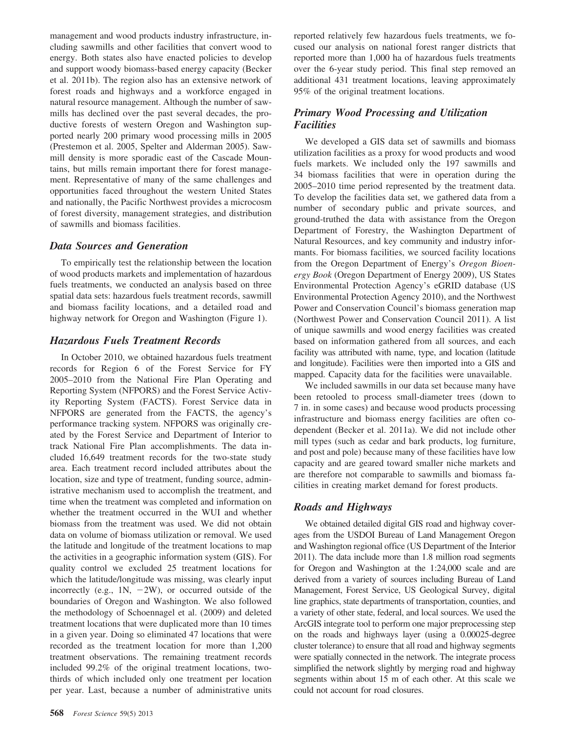management and wood products industry infrastructure, including sawmills and other facilities that convert wood to energy. Both states also have enacted policies to develop and support woody biomass-based energy capacity (Becker et al. 2011b). The region also has an extensive network of forest roads and highways and a workforce engaged in natural resource management. Although the number of sawmills has declined over the past several decades, the productive forests of western Oregon and Washington supported nearly 200 primary wood processing mills in 2005 (Prestemon et al. 2005, Spelter and Alderman 2005). Sawmill density is more sporadic east of the Cascade Mountains, but mills remain important there for forest management. Representative of many of the same challenges and opportunities faced throughout the western United States and nationally, the Pacific Northwest provides a microcosm of forest diversity, management strategies, and distribution of sawmills and biomass facilities.

## *Data Sources and Generation*

To empirically test the relationship between the location of wood products markets and implementation of hazardous fuels treatments, we conducted an analysis based on three spatial data sets: hazardous fuels treatment records, sawmill and biomass facility locations, and a detailed road and highway network for Oregon and Washington (Figure 1).

## *Hazardous Fuels Treatment Records*

In October 2010, we obtained hazardous fuels treatment records for Region 6 of the Forest Service for FY 2005–2010 from the National Fire Plan Operating and Reporting System (NFPORS) and the Forest Service Activity Reporting System (FACTS). Forest Service data in NFPORS are generated from the FACTS, the agency's performance tracking system. NFPORS was originally created by the Forest Service and Department of Interior to track National Fire Plan accomplishments. The data included 16,649 treatment records for the two-state study area. Each treatment record included attributes about the location, size and type of treatment, funding source, administrative mechanism used to accomplish the treatment, and time when the treatment was completed and information on whether the treatment occurred in the WUI and whether biomass from the treatment was used. We did not obtain data on volume of biomass utilization or removal. We used the latitude and longitude of the treatment locations to map the activities in a geographic information system (GIS). For quality control we excluded 25 treatment locations for which the latitude/longitude was missing, was clearly input incorrectly (e.g., 1N, −2W), or occurred outside of the boundaries of Oregon and Washington. We also followed the methodology of Schoennagel et al. (2009) and deleted treatment locations that were duplicated more than 10 times in a given year. Doing so eliminated 47 locations that were recorded as the treatment location for more than 1,200 treatment observations. The remaining treatment records included 99.2% of the original treatment locations, two-thirds of which included only one treatment per location per year. Last, because a number of administrative units reported relatively few hazardous fuels treatments, we focused our analysis on national forest ranger districts that reported more than 1,000 ha of hazardous fuels treatments over the 6-year study period. This final step removed an additional 431 treatment locations, leaving approximately 95% of the original treatment locations.

## *Primary Wood Processing and Utilization Facilities*

We developed a GIS data set of sawmills and biomass utilization facilities as a proxy for wood products and wood fuels markets. We included only the 197 sawmills and 34 biomass facilities that were in operation during the 2005–2010 time period represented by the treatment data. To develop the facilities data set, we gathered data from a number of secondary public and private sources, and ground-truthed the data with assistance from the Oregon Department of Forestry, the Washington Department of Natural Resources, and key community and industry informants. For biomass facilities, we sourced facility locations from the Oregon Department of Energy's *Oregon Bioenergy Book* (Oregon Department of Energy 2009), US States Environmental Protection Agency's eGRID database (US Environmental Protection Agency 2010), and the Northwest Power and Conservation Council's biomass generation map (Northwest Power and Conservation Council 2011). A list of unique sawmills and wood energy facilities was created based on information gathered from all sources, and each facility was attributed with name, type, and location (latitude and longitude). Facilities were then imported into a GIS and mapped. Capacity data for the facilities were unavailable.

We included sawmills in our data set because many have been retooled to process small-diameter trees (down to 7 in. in some cases) and because wood products processing infrastructure and biomass energy facilities are often codependent (Becker et al. 2011a). We did not include other mill types (such as cedar and bark products, log furniture, and post and pole) because many of these facilities have low capacity and are geared toward smaller niche markets and are therefore not comparable to sawmills and biomass facilities in creating market demand for forest products.

## *Roads and Highways*

We obtained detailed digital GIS road and highway coverages from the USDOI Bureau of Land Management Oregon and Washington regional office (US Department of the Interior 2011). The data include more than 1.8 million road segments for Oregon and Washington at the 1:24,000 scale and are derived from a variety of sources including Bureau of Land Management, Forest Service, US Geological Survey, digital line graphics, state departments of transportation, counties, and a variety of other state, federal, and local sources. We used the ArcGIS integrate tool to perform one major preprocessing step on the roads and highways layer (using a 0.00025-degree cluster tolerance) to ensure that all road and highway segments were spatially connected in the network. The integrate process simplified the network slightly by merging road and highway segments within about 15 m of each other. At this scale we could not account for road closures.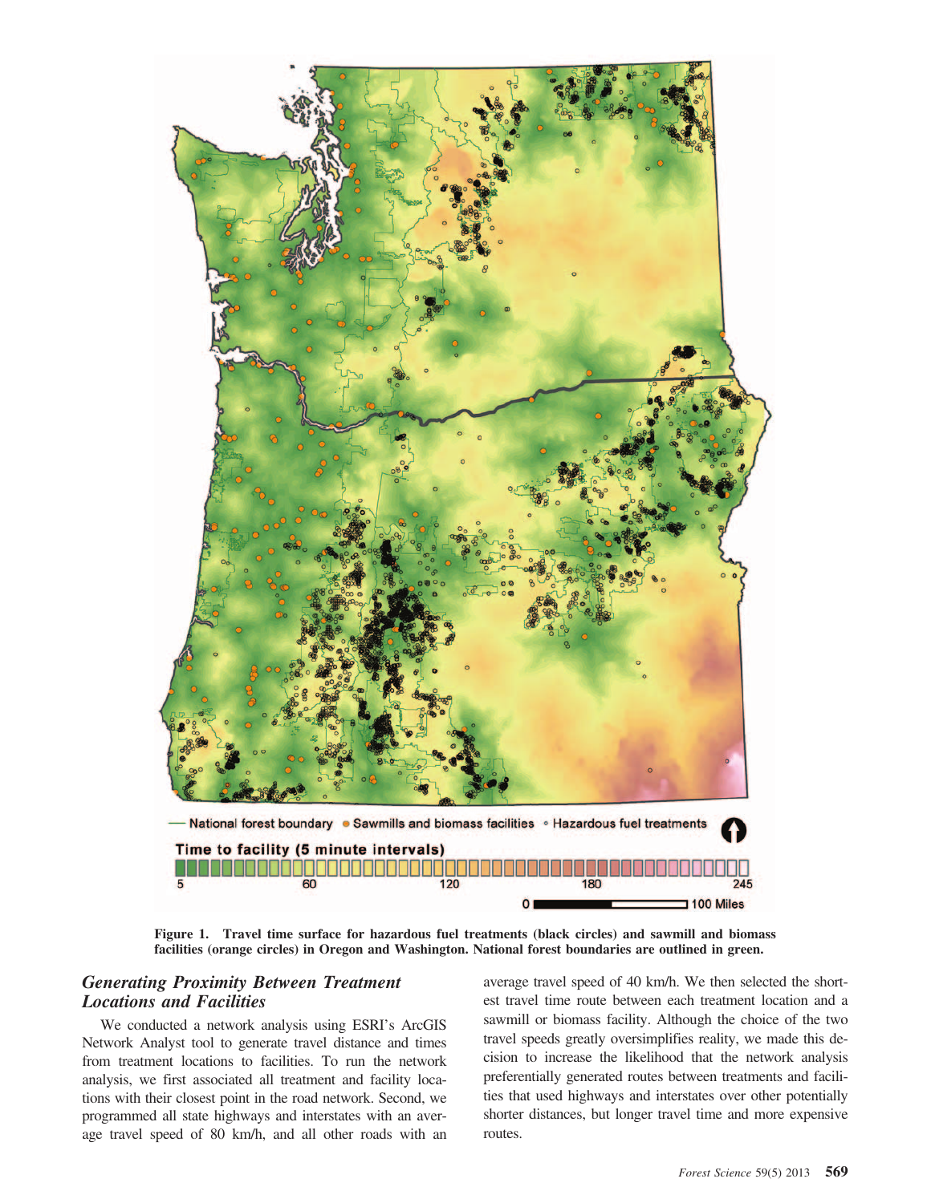Figure 1. Travel time surface for hazardous fuel treatments (black circles) and sawmill and biomass facilities (orange circles) in Oregon and Washington. National forest boundaries are outlined in green.

### *Generating Proximity Between Treatment Locations and Facilities*

We conducted a network analysis using ESRI's ArcGIS Network Analyst tool to generate travel distance and times from treatment locations to facilities. To run the network analysis, we first associated all treatment and facility locations with their closest point in the road network. Second, we programmed all state highways and interstates with an average travel speed of 80 km/h, and all other roads with an average travel speed of 40 km/h. We then selected the shortest travel time route between each treatment location and a sawmill or biomass facility. Although the choice of the two travel speeds greatly oversimplifies reality, we made this decision to increase the likelihood that the network analysis preferentially generated routes between treatments and facilities that used highways and interstates over other potentially shorter distances, but longer travel time and more expensive routes.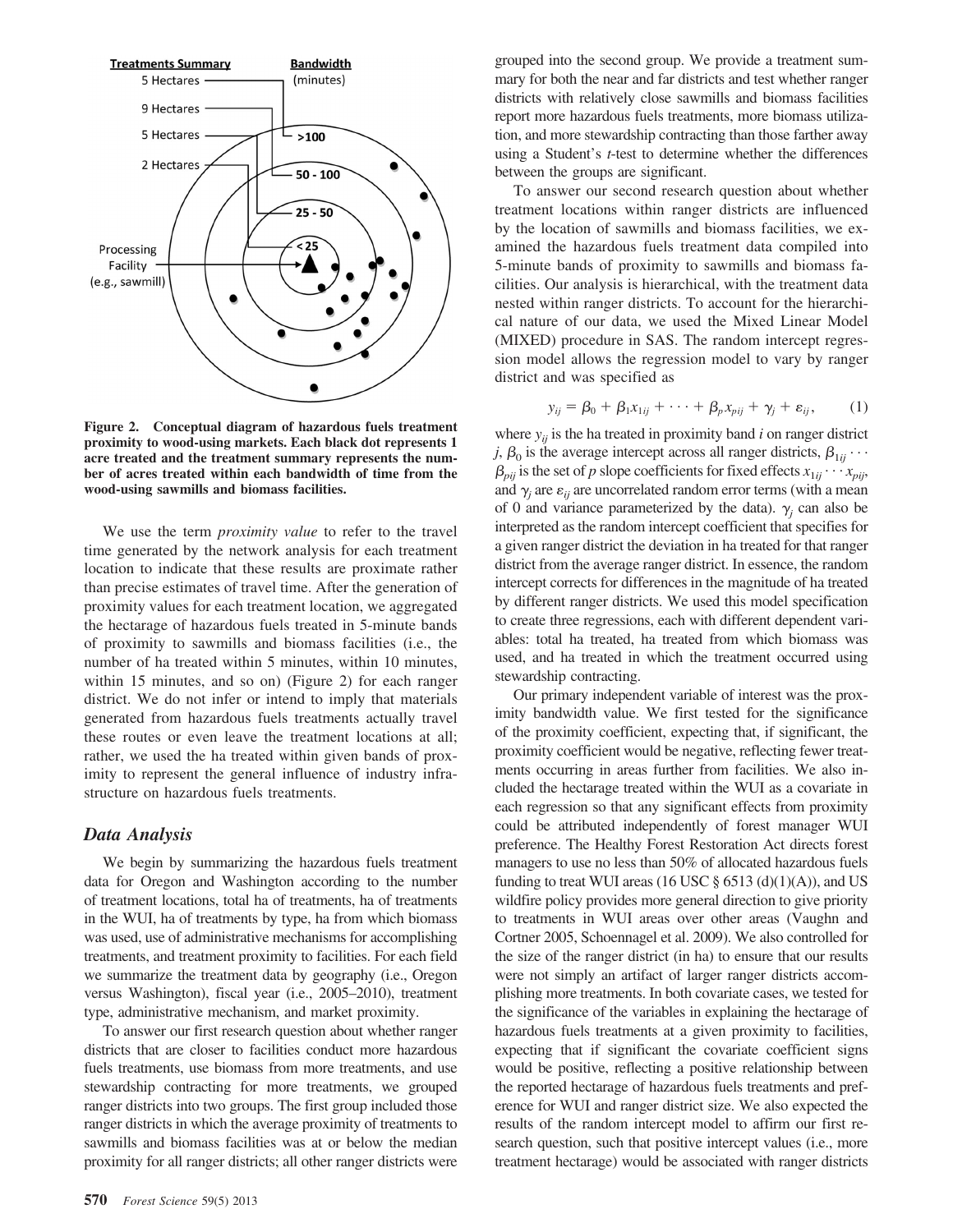Figure 2. Conceptual diagram of hazardous fuels treatment proximity to wood-using markets. Each black dot represents 1 acre treated and the treatment summary represents the number of acres treated within each bandwidth of time from the wood-using sawmills and biomass facilities.

We use the term *proximity value* to refer to the travel time generated by the network analysis for each treatment location to indicate that these results are proximate rather than precise estimates of travel time. After the generation of proximity values for each treatment location, we aggregated the hectarage of hazardous fuels treated in 5-minute bands of proximity to sawmills and biomass facilities (i.e., the number of ha treated within 5 minutes, within 10 minutes, within 15 minutes, and so on) (Figure 2) for each ranger district. We do not infer or intend to imply that materials generated from hazardous fuels treatments actually travel these routes or even leave the treatment locations at all; rather, we used the ha treated within given bands of proximity to represent the general influence of industry infrastructure on hazardous fuels treatments.

## Data Analysis

We begin by summarizing the hazardous fuels treatment data for Oregon and Washington according to the number of treatment locations, total ha of treatments, ha of treatments in the WUI, ha of treatments by type, ha from which biomass was used, use of administrative mechanisms for accomplishing treatments, and treatment proximity to facilities. For each field we summarize the treatment data by geography (i.e., Oregon versus Washington), fiscal year (i.e., 2005–2010), treatment type, administrative mechanism, and market proximity.

To answer our first research question about whether ranger districts that are closer to facilities conduct more hazardous fuels treatments, use biomass from more treatments, and use stewardship contracting for more treatments, we grouped ranger districts into two groups. The first group included those ranger districts in which the average proximity of treatments to sawmills and biomass facilities was at or below the median proximity for all ranger districts; all other ranger districts were grouped into the second group. We provide a treatment summary for both the near and far districts and test whether ranger districts with relatively close sawmills and biomass facilities report more hazardous fuels treatments, more biomass utilization, and more stewardship contracting than those farther away using a Student's *t*-test to determine whether the differences between the groups are significant.

To answer our second research question about whether treatment locations within ranger districts are influenced by the location of sawmills and biomass facilities, we examined the hazardous fuels treatment data compiled into 5-minute bands of proximity to sawmills and biomass facilities. Our analysis is hierarchical, with the treatment data nested within ranger districts. To account for the hierarchical nature of our data, we used the Mixed Linear Model (MIXED) procedure in SAS. The random intercept regression model allows the regression model to vary by ranger district and was specified as

$$y_{ij} = \beta_0 + \beta_1 x_{1ij} + \cdots + \beta_p x_{pij} + \gamma_j + \varepsilon_{ij}, \qquad (1)$$

where $y_{ij}$ is the ha treated in proximity band $i$ on ranger district $j$, $\beta_0$ is the average intercept across all ranger districts, $\beta_{1ij} \cdots \beta_{pij}$ is the set of $p$ slope coefficients for fixed effects $x_{1ij} \cdots x_{pij}$, and $\gamma_j$ are $\varepsilon_{ij}$ are uncorrelated random error terms (with a mean of 0 and variance parameterized by the data). $\gamma_j$ can also be interpreted as the random intercept coefficient that specifies for a given ranger district the deviation in ha treated for that ranger district from the average ranger district. In essence, the random intercept corrects for differences in the magnitude of ha treated by different ranger districts. We used this model specification to create three regressions, each with different dependent variables: total ha treated, ha treated from which biomass was used, and ha treated in which the treatment occurred using stewardship contracting.

Our primary independent variable of interest was the proximity bandwidth value. We first tested for the significance of the proximity coefficient, expecting that, if significant, the proximity coefficient would be negative, reflecting fewer treatments occurring in areas further from facilities. We also included the hectarage treated within the WUI as a covariate in each regression so that any significant effects from proximity could be attributed independently of forest manager WUI preference. The Healthy Forest Restoration Act directs forest managers to use no less than 50% of allocated hazardous fuels funding to treat WUI areas (16 USC § 6513 (d)(1)(A)), and US wildfire policy provides more general direction to give priority to treatments in WUI areas over other areas (Vaughn and Cortner 2005, Schoennagel et al. 2009). We also controlled for the size of the ranger district (in ha) to ensure that our results were not simply an artifact of larger ranger districts accomplishing more treatments. In both covariate cases, we tested for the significance of the variables in explaining the hectarage of hazardous fuels treatments at a given proximity to facilities, expecting that if significant the covariate coefficient signs would be positive, reflecting a positive relationship between the reported hectarage of hazardous fuels treatments and preference for WUI and ranger district size. We also expected the results of the random intercept model to affirm our first research question, such that positive intercept values (i.e., more treatment hectarage) would be associated with ranger districts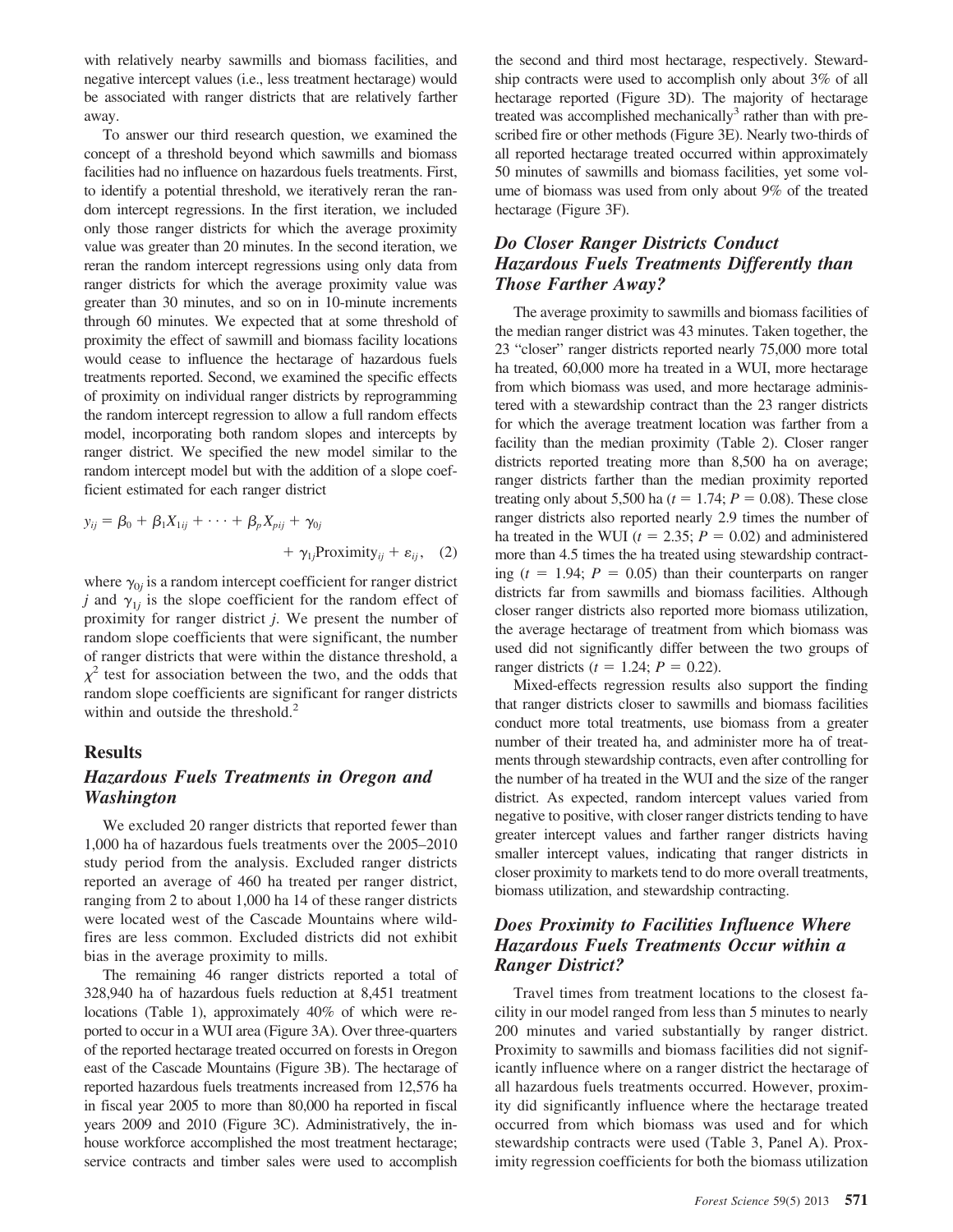with relatively nearby sawmills and biomass facilities, and negative intercept values (i.e., less treatment hectarage) would be associated with ranger districts that are relatively farther away.

To answer our third research question, we examined the concept of a threshold beyond which sawmills and biomass facilities had no influence on hazardous fuels treatments. First, to identify a potential threshold, we iteratively reran the random intercept regressions. In the first iteration, we included only those ranger districts for which the average proximity value was greater than 20 minutes. In the second iteration, we reran the random intercept regressions using only data from ranger districts for which the average proximity value was greater than 30 minutes, and so on in 10-minute increments through 60 minutes. We expected that at some threshold of proximity the effect of sawmill and biomass facility locations would cease to influence the hectarage of hazardous fuels treatments reported. Second, we examined the specific effects of proximity on individual ranger districts by reprogramming the random intercept regression to allow a full random effects model, incorporating both random slopes and intercepts by ranger district. We specified the new model similar to the random intercept model but with the addition of a slope coefficient estimated for each ranger district

$$y_{ij} = \beta_0 + \beta_1 X_{1ij} + \cdots + \beta_p X_{pij} + \gamma_{0j} + \gamma_{1j}\text{Proximity}_{ij} + \varepsilon_{ij}, \quad (2)$$

where $\gamma_{0j}$ is a random intercept coefficient for ranger district $j$ and $\gamma_{1j}$ is the slope coefficient for the random effect of proximity for ranger district $j$. We present the number of random slope coefficients that were significant, the number of ranger districts that were within the distance threshold, a $\chi^2$ test for association between the two, and the odds that random slope coefficients are significant for ranger districts within and outside the threshold.[2]

## Results

### Hazardous Fuels Treatments in Oregon and Washington

We excluded 20 ranger districts that reported fewer than 1,000 ha of hazardous fuels treatments over the 2005–2010 study period from the analysis. Excluded ranger districts reported an average of 460 ha treated per ranger district, ranging from 2 to about 1,000 ha 14 of these ranger districts were located west of the Cascade Mountains where wildfires are less common. Excluded districts did not exhibit bias in the average proximity to mills.

The remaining 46 ranger districts reported a total of 328,940 ha of hazardous fuels reduction at 8,451 treatment locations (Table 1), approximately 40% of which were reported to occur in a WUI area (Figure 3A). Over three-quarters of the reported hectarage treated occurred on forests in Oregon east of the Cascade Mountains (Figure 3B). The hectarage of reported hazardous fuels treatments increased from 12,576 ha in fiscal year 2005 to more than 80,000 ha reported in fiscal years 2009 and 2010 (Figure 3C). Administratively, the in-house workforce accomplished the most treatment hectarage; service contracts and timber sales were used to accomplish the second and third most hectarage, respectively. Stewardship contracts were used to accomplish only about 3% of all hectarage reported (Figure 3D). The majority of hectarage treated was accomplished mechanically[3] rather than with prescribed fire or other methods (Figure 3E). Nearly two-thirds of all reported hectarage treated occurred within approximately 50 minutes of sawmills and biomass facilities, yet some volume of biomass was used from only about 9% of the treated hectarage (Figure 3F).

### Do Closer Ranger Districts Conduct Hazardous Fuels Treatments Differently than Those Farther Away?

The average proximity to sawmills and biomass facilities of the median ranger district was 43 minutes. Taken together, the 23 "closer" ranger districts reported nearly 75,000 more total ha treated, 60,000 more ha treated in a WUI, more hectarage from which biomass was used, and more hectarage administered with a stewardship contract than the 23 ranger districts for which the average treatment location was farther from a facility than the median proximity (Table 2). Closer ranger districts reported treating more than 8,500 ha on average; ranger districts farther than the median proximity reported treating only about 5,500 ha ($t = 1.74$; $P = 0.08$). These close ranger districts also reported nearly 2.9 times the number of ha treated in the WUI ($t = 2.35$; $P = 0.02$) and administered more than 4.5 times the ha treated using stewardship contracting ($t = 1.94$; $P = 0.05$) than their counterparts on ranger districts far from sawmills and biomass facilities. Although closer ranger districts also reported more biomass utilization, the average hectarage of treatment from which biomass was used did not significantly differ between the two groups of ranger districts ($t = 1.24$; $P = 0.22$).

Mixed-effects regression results also support the finding that ranger districts closer to sawmills and biomass facilities conduct more total treatments, use biomass from a greater number of their treated ha, and administer more ha of treatments through stewardship contracts, even after controlling for the number of ha treated in the WUI and the size of the ranger district. As expected, random intercept values varied from negative to positive, with closer ranger districts tending to have greater intercept values and farther ranger districts having smaller intercept values, indicating that ranger districts in closer proximity to markets tend to do more overall treatments, biomass utilization, and stewardship contracting.

### Does Proximity to Facilities Influence Where Hazardous Fuels Treatments Occur within a Ranger District?

Travel times from treatment locations to the closest facility in our model ranged from less than 5 minutes to nearly 200 minutes and varied substantially by ranger district. Proximity to sawmills and biomass facilities did not significantly influence where on a ranger district the hectarage of all hazardous fuels treatments occurred. However, proximity did significantly influence where the hectarage treated occurred from which biomass was used and for which stewardship contracts were used (Table 3, Panel A). Proximity regression coefficients for both the biomass utilization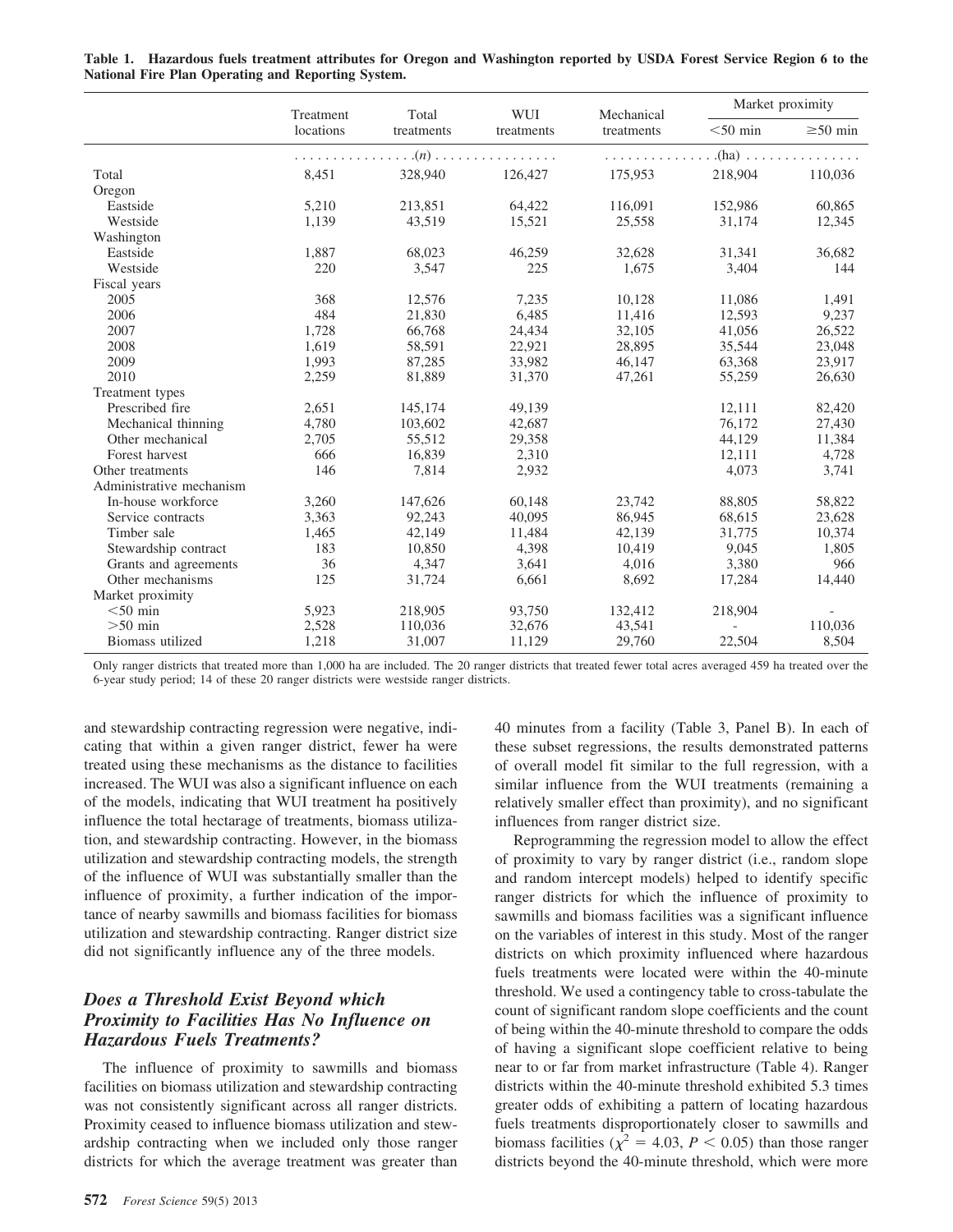**Table 1. Hazardous fuels treatment attributes for Oregon and Washington reported by USDA Forest Service Region 6 to the National Fire Plan Operating and Reporting System.**

| | Treatment locations | Total treatments | WUI treatments | Mechanical treatments | Market proximity | |
|---|---|---|---|---|---|---|
| | | | | | <50 min | ≥50 min |
| | (n) | | | (ha) | | |
| Total | 8,451 | 328,940 | 126,427 | 175,953 | 218,904 | 110,036 |
| Oregon | | | | | | |
| Eastside | 5,210 | 213,851 | 64,422 | 116,091 | 152,986 | 60,865 |
| Westside | 1,139 | 43,519 | 15,521 | 25,558 | 31,174 | 12,345 |
| Washington | | | | | | |
| Eastside | 1,887 | 68,023 | 46,259 | 32,628 | 31,341 | 36,682 |
| Westside | 220 | 3,547 | 225 | 1,675 | 3,404 | 144 |
| Fiscal years | | | | | | |
| 2005 | 368 | 12,576 | 7,235 | 10,128 | 11,086 | 1,491 |
| 2006 | 484 | 21,830 | 6,485 | 11,416 | 12,593 | 9,237 |
| 2007 | 1,728 | 66,768 | 24,434 | 32,105 | 41,056 | 26,522 |
| 2008 | 1,619 | 58,591 | 22,921 | 28,895 | 35,544 | 23,048 |
| 2009 | 1,993 | 87,285 | 33,982 | 46,147 | 63,368 | 23,917 |
| 2010 | 2,259 | 81,889 | 31,370 | 47,261 | 55,259 | 26,630 |
| Treatment types | | | | | | |
| Prescribed fire | 2,651 | 145,174 | 49,139 | | 12,111 | 82,420 |
| Mechanical thinning | 4,780 | 103,602 | 42,687 | | 76,172 | 27,430 |
| Other mechanical | 2,705 | 55,512 | 29,358 | | 44,129 | 11,384 |
| Forest harvest | 666 | 16,839 | 2,310 | | 12,111 | 4,728 |
| Other treatments | 146 | 7,814 | 2,932 | | 4,073 | 3,741 |
| Administrative mechanism | | | | | | |
| In-house workforce | 3,260 | 147,626 | 60,148 | 23,742 | 88,805 | 58,822 |
| Service contracts | 3,363 | 92,243 | 40,095 | 86,945 | 68,615 | 23,628 |
| Timber sale | 1,465 | 42,149 | 11,484 | 42,139 | 31,775 | 10,374 |
| Stewardship contract | 183 | 10,850 | 4,398 | 10,419 | 9,045 | 1,805 |
| Grants and agreements | 36 | 4,347 | 3,641 | 4,016 | 3,380 | 966 |
| Other mechanisms | 125 | 31,724 | 6,661 | 8,692 | 17,284 | 14,440 |
| Market proximity | | | | | | |
| <50 min | 5,923 | 218,905 | 93,750 | 132,412 | 218,904 | - |
| >50 min | 2,528 | 110,036 | 32,676 | 43,541 | - | 110,036 |
| Biomass utilized | 1,218 | 31,007 | 11,129 | 29,760 | 22,504 | 8,504 |

Only ranger districts that treated more than 1,000 ha are included. The 20 ranger districts that treated fewer total acres averaged 459 ha treated over the 6-year study period; 14 of these 20 ranger districts were westside ranger districts.

and stewardship contracting regression were negative, indicating that within a given ranger district, fewer ha were treated using these mechanisms as the distance to facilities increased. The WUI was also a significant influence on each of the models, indicating that WUI treatment ha positively influence the total hectarage of treatments, biomass utilization, and stewardship contracting. However, in the biomass utilization and stewardship contracting models, the strength of the influence of WUI was substantially smaller than the influence of proximity, a further indication of the importance of nearby sawmills and biomass facilities for biomass utilization and stewardship contracting. Ranger district size did not significantly influence any of the three models.

### *Does a Threshold Exist Beyond which Proximity to Facilities Has No Influence on Hazardous Fuels Treatments?*

The influence of proximity to sawmills and biomass facilities on biomass utilization and stewardship contracting was not consistently significant across all ranger districts. Proximity ceased to influence biomass utilization and stewardship contracting when we included only those ranger districts for which the average treatment was greater than 40 minutes from a facility (Table 3, Panel B). In each of these subset regressions, the results demonstrated patterns of overall model fit similar to the full regression, with a similar influence from the WUI treatments (remaining a relatively smaller effect than proximity), and no significant influences from ranger district size.

Reprogramming the regression model to allow the effect of proximity to vary by ranger district (i.e., random slope and random intercept models) helped to identify specific ranger districts for which the influence of proximity to sawmills and biomass facilities was a significant influence on the variables of interest in this study. Most of the ranger districts on which proximity influenced where hazardous fuels treatments were located were within the 40-minute threshold. We used a contingency table to cross-tabulate the count of significant random slope coefficients and the count of being within the 40-minute threshold to compare the odds of having a significant slope coefficient relative to being near to or far from market infrastructure (Table 4). Ranger districts within the 40-minute threshold exhibited 5.3 times greater odds of exhibiting a pattern of locating hazardous fuels treatments disproportionately closer to sawmills and biomass facilities ($\chi^2 = 4.03$, $P < 0.05$) than those ranger districts beyond the 40-minute threshold, which were more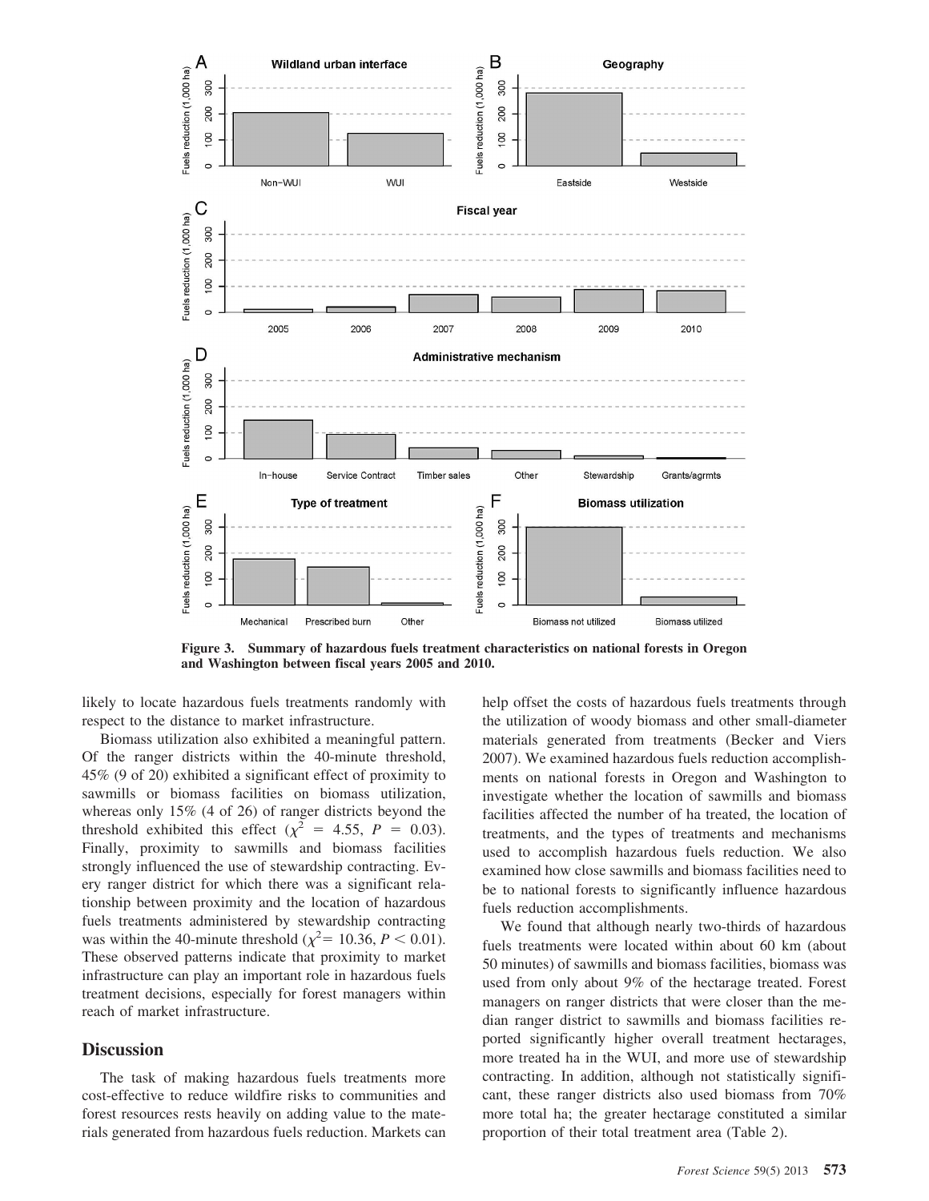Figure 3. Summary of hazardous fuels treatment characteristics on national forests in Oregon and Washington between fiscal years 2005 and 2010.

likely to locate hazardous fuels treatments randomly with respect to the distance to market infrastructure.

Biomass utilization also exhibited a meaningful pattern. Of the ranger districts within the 40-minute threshold, 45% (9 of 20) exhibited a significant effect of proximity to sawmills or biomass facilities on biomass utilization, whereas only 15% (4 of 26) of ranger districts beyond the threshold exhibited this effect ($\chi^2$ = 4.55, $P$ = 0.03). Finally, proximity to sawmills and biomass facilities strongly influenced the use of stewardship contracting. Every ranger district for which there was a significant relationship between proximity and the location of hazardous fuels treatments administered by stewardship contracting was within the 40-minute threshold ($\chi^2$= 10.36, $P < 0.01$). These observed patterns indicate that proximity to market infrastructure can play an important role in hazardous fuels treatment decisions, especially for forest managers within reach of market infrastructure.

## Discussion

The task of making hazardous fuels treatments more cost-effective to reduce wildfire risks to communities and forest resources rests heavily on adding value to the materials generated from hazardous fuels reduction. Markets can help offset the costs of hazardous fuels treatments through the utilization of woody biomass and other small-diameter materials generated from treatments (Becker and Viers 2007). We examined hazardous fuels reduction accomplishments on national forests in Oregon and Washington to investigate whether the location of sawmills and biomass facilities affected the number of ha treated, the location of treatments, and the types of treatments and mechanisms used to accomplish hazardous fuels reduction. We also examined how close sawmills and biomass facilities need to be to national forests to significantly influence hazardous fuels reduction accomplishments.

We found that although nearly two-thirds of hazardous fuels treatments were located within about 60 km (about 50 minutes) of sawmills and biomass facilities, biomass was used from only about 9% of the hectarage treated. Forest managers on ranger districts that were closer than the median ranger district to sawmills and biomass facilities reported significantly higher overall treatment hectarages, more treated ha in the WUI, and more use of stewardship contracting. In addition, although not statistically significant, these ranger districts also used biomass from 70% more total ha; the greater hectarage constituted a similar proportion of their total treatment area (Table 2).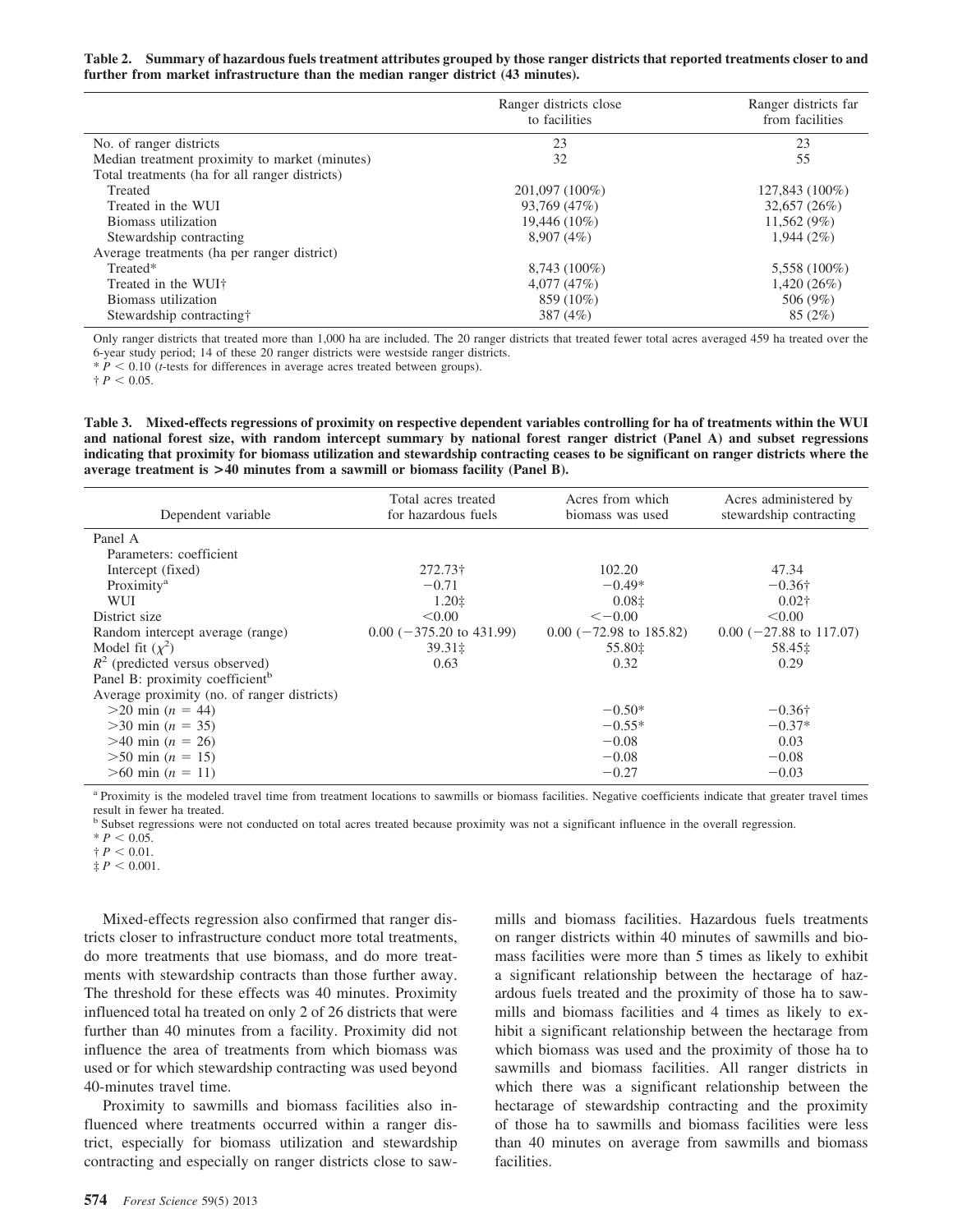**Table 2. Summary of hazardous fuels treatment attributes grouped by those ranger districts that reported treatments closer to and further from market infrastructure than the median ranger district (43 minutes).**

| | Ranger districts close to facilities | Ranger districts far from facilities |
|---|---|---|
| No. of ranger districts | 23 | 23 |
| Median treatment proximity to market (minutes) | 32 | 55 |
| Total treatments (ha for all ranger districts) | | |
| Treated | 201,097 (100%) | 127,843 (100%) |
| Treated in the WUI | 93,769 (47%) | 32,657 (26%) |
| Biomass utilization | 19,446 (10%) | 11,562 (9%) |
| Stewardship contracting | 8,907 (4%) | 1,944 (2%) |
| Average treatments (ha per ranger district) | | |
| Treated* | 8,743 (100%) | 5,558 (100%) |
| Treated in the WUI† | 4,077 (47%) | 1,420 (26%) |
| Biomass utilization | 859 (10%) | 506 (9%) |
| Stewardship contracting† | 387 (4%) | 85 (2%) |

Only ranger districts that treated more than 1,000 ha are included. The 20 ranger districts that treated fewer total acres averaged 459 ha treated over the 6-year study period; 14 of these 20 ranger districts were westside ranger districts.

\* $P < 0.10$ ($t$-tests for differences in average acres treated between groups).

† $P < 0.05$.

**Table 3. Mixed-effects regressions of proximity on respective dependent variables controlling for ha of treatments within the WUI and national forest size, with random intercept summary by national forest ranger district (Panel A) and subset regressions indicating that proximity for biomass utilization and stewardship contracting ceases to be significant on ranger districts where the average treatment is >40 minutes from a sawmill or biomass facility (Panel B).**

| Dependent variable | Total acres treated for hazardous fuels | Acres from which biomass was used | Acres administered by stewardship contracting |
|---|---|---|---|
| Panel A | | | |
| Parameters: coefficient | | | |
| Intercept (fixed) | 272.73† | 102.20 | 47.34 |
| Proximity[a] | −0.71 | −0.49* | −0.36† |
| WUI | 1.20‡ | 0.08‡ | 0.02† |
| District size | <0.00 | <−0.00 | <0.00 |
| Random intercept average (range) | 0.00 (−375.20 to 431.99) | 0.00 (−72.98 to 185.82) | 0.00 (−27.88 to 117.07) |
| Model fit ($\chi^2$) | 39.31‡ | 55.80‡ | 58.45‡ |
| $R^2$ (predicted versus observed) | 0.63 | 0.32 | 0.29 |
| Panel B: proximity coefficient[b] | | | |
| Average proximity (no. of ranger districts) | | | |
| >20 min ($n$ = 44) | | −0.50* | −0.36† |
| >30 min ($n$ = 35) | | −0.55* | −0.37* |
| >40 min ($n$ = 26) | | −0.08 | 0.03 |
| >50 min ($n$ = 15) | | −0.08 | −0.08 |
| >60 min ($n$ = 11) | | −0.27 | −0.03 |

[a] Proximity is the modeled travel time from treatment locations to sawmills or biomass facilities. Negative coefficients indicate that greater travel times result in fewer ha treated.

[b] Subset regressions were not conducted on total acres treated because proximity was not a significant influence in the overall regression.

\* $P < 0.05$.

† $P < 0.01$.

‡ $P < 0.001$.

Mixed-effects regression also confirmed that ranger districts closer to infrastructure conduct more total treatments, do more treatments that use biomass, and do more treatments with stewardship contracts than those further away. The threshold for these effects was 40 minutes. Proximity influenced total ha treated on only 2 of 26 districts that were further than 40 minutes from a facility. Proximity did not influence the area of treatments from which biomass was used or for which stewardship contracting was used beyond 40-minutes travel time.

Proximity to sawmills and biomass facilities also influenced where treatments occurred within a ranger district, especially for biomass utilization and stewardship contracting and especially on ranger districts close to sawmills and biomass facilities. Hazardous fuels treatments on ranger districts within 40 minutes of sawmills and biomass facilities were more than 5 times as likely to exhibit a significant relationship between the hectarage of hazardous fuels treated and the proximity of those ha to sawmills and biomass facilities and 4 times as likely to exhibit a significant relationship between the hectarage from which biomass was used and the proximity of those ha to sawmills and biomass facilities. All ranger districts in which there was a significant relationship between the hectarage of stewardship contracting and the proximity of those ha to sawmills and biomass facilities were less than 40 minutes on average from sawmills and biomass facilities.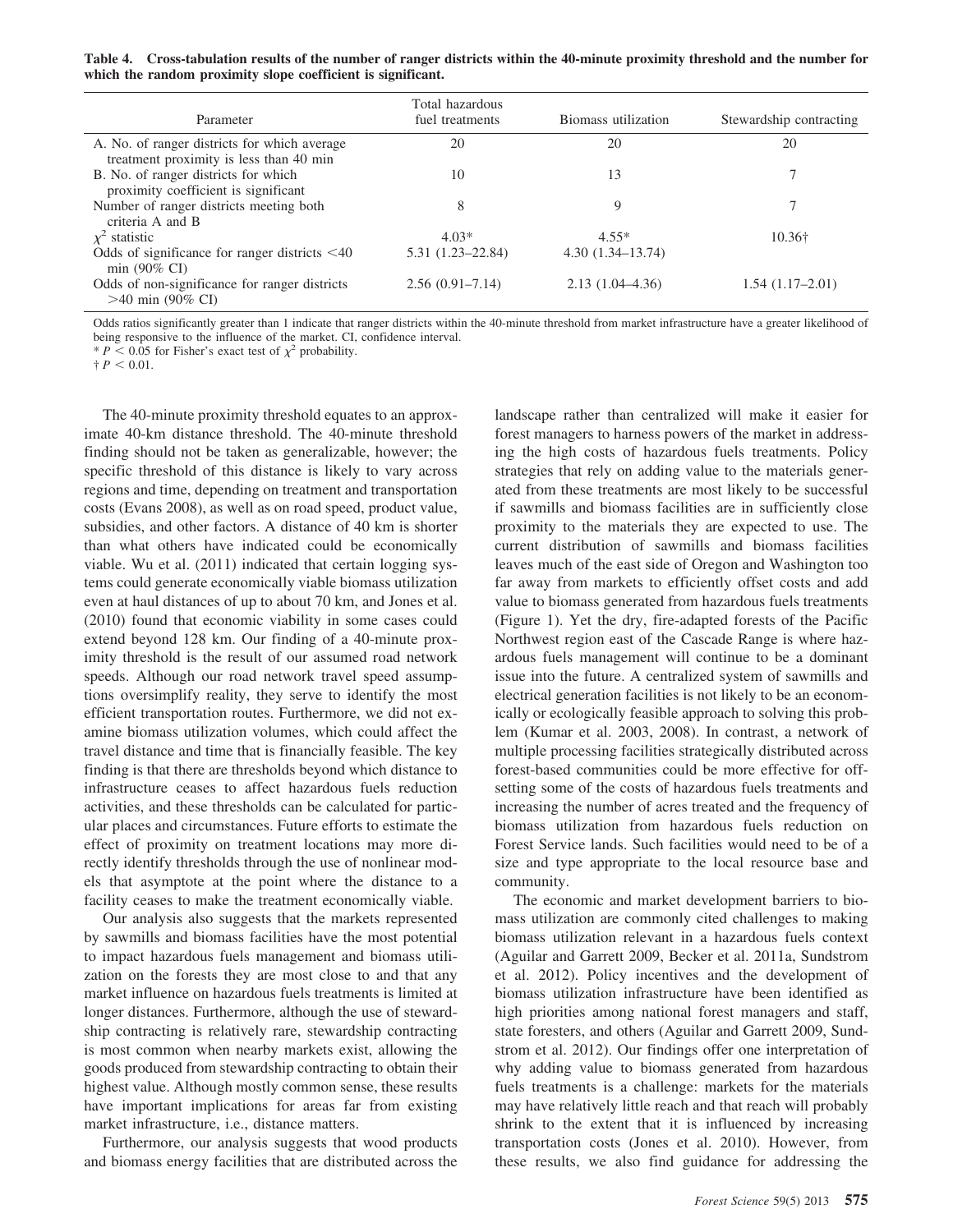**Table 4. Cross-tabulation results of the number of ranger districts within the 40-minute proximity threshold and the number for which the random proximity slope coefficient is significant.**

| Parameter | Total hazardous fuel treatments | Biomass utilization | Stewardship contracting |
|---|---|---|---|
| A. No. of ranger districts for which average treatment proximity is less than 40 min | 20 | 20 | 20 |
| B. No. of ranger districts for which proximity coefficient is significant | 10 | 13 | 7 |
| Number of ranger districts meeting both criteria A and B | 8 | 9 | 7 |
| $\chi^2$ statistic | 4.03* | 4.55* | 10.36† |
| Odds of significance for ranger districts <40 min (90% CI) | 5.31 (1.23–22.84) | 4.30 (1.34–13.74) | |
| Odds of non-significance for ranger districts >40 min (90% CI) | 2.56 (0.91–7.14) | 2.13 (1.04–4.36) | 1.54 (1.17–2.01) |

Odds ratios significantly greater than 1 indicate that ranger districts within the 40-minute threshold from market infrastructure have a greater likelihood of being responsive to the influence of the market. CI, confidence interval.
* $P < 0.05$ for Fisher's exact test of $\chi^2$ probability.
† $P < 0.01$.

The 40-minute proximity threshold equates to an approximate 40-km distance threshold. The 40-minute threshold finding should not be taken as generalizable, however; the specific threshold of this distance is likely to vary across regions and time, depending on treatment and transportation costs (Evans 2008), as well as on road speed, product value, subsidies, and other factors. A distance of 40 km is shorter than what others have indicated could be economically viable. Wu et al. (2011) indicated that certain logging systems could generate economically viable biomass utilization even at haul distances of up to about 70 km, and Jones et al. (2010) found that economic viability in some cases could extend beyond 128 km. Our finding of a 40-minute proximity threshold is the result of our assumed road network speeds. Although our road network travel speed assumptions oversimplify reality, they serve to identify the most efficient transportation routes. Furthermore, we did not examine biomass utilization volumes, which could affect the travel distance and time that is financially feasible. The key finding is that there are thresholds beyond which distance to infrastructure ceases to affect hazardous fuels reduction activities, and these thresholds can be calculated for particular places and circumstances. Future efforts to estimate the effect of proximity on treatment locations may more directly identify thresholds through the use of nonlinear models that asymptote at the point where the distance to a facility ceases to make the treatment economically viable.

Our analysis also suggests that the markets represented by sawmills and biomass facilities have the most potential to impact hazardous fuels management and biomass utilization on the forests they are most close to and that any market influence on hazardous fuels treatments is limited at longer distances. Furthermore, although the use of stewardship contracting is relatively rare, stewardship contracting is most common when nearby markets exist, allowing the goods produced from stewardship contracting to obtain their highest value. Although mostly common sense, these results have important implications for areas far from existing market infrastructure, i.e., distance matters.

Furthermore, our analysis suggests that wood products and biomass energy facilities that are distributed across the landscape rather than centralized will make it easier for forest managers to harness powers of the market in addressing the high costs of hazardous fuels treatments. Policy strategies that rely on adding value to the materials generated from these treatments are most likely to be successful if sawmills and biomass facilities are in sufficiently close proximity to the materials they are expected to use. The current distribution of sawmills and biomass facilities leaves much of the east side of Oregon and Washington too far away from markets to efficiently offset costs and add value to biomass generated from hazardous fuels treatments (Figure 1). Yet the dry, fire-adapted forests of the Pacific Northwest region east of the Cascade Range is where hazardous fuels management will continue to be a dominant issue into the future. A centralized system of sawmills and electrical generation facilities is not likely to be an economically or ecologically feasible approach to solving this problem (Kumar et al. 2003, 2008). In contrast, a network of multiple processing facilities strategically distributed across forest-based communities could be more effective for offsetting some of the costs of hazardous fuels treatments and increasing the number of acres treated and the frequency of biomass utilization from hazardous fuels reduction on Forest Service lands. Such facilities would need to be of a size and type appropriate to the local resource base and community.

The economic and market development barriers to biomass utilization are commonly cited challenges to making biomass utilization relevant in a hazardous fuels context (Aguilar and Garrett 2009, Becker et al. 2011a, Sundstrom et al. 2012). Policy incentives and the development of biomass utilization infrastructure have been identified as high priorities among national forest managers and staff, state foresters, and others (Aguilar and Garrett 2009, Sundstrom et al. 2012). Our findings offer one interpretation of why adding value to biomass generated from hazardous fuels treatments is a challenge: markets for the materials may have relatively little reach and that reach will probably shrink to the extent that it is influenced by increasing transportation costs (Jones et al. 2010). However, from these results, we also find guidance for addressing the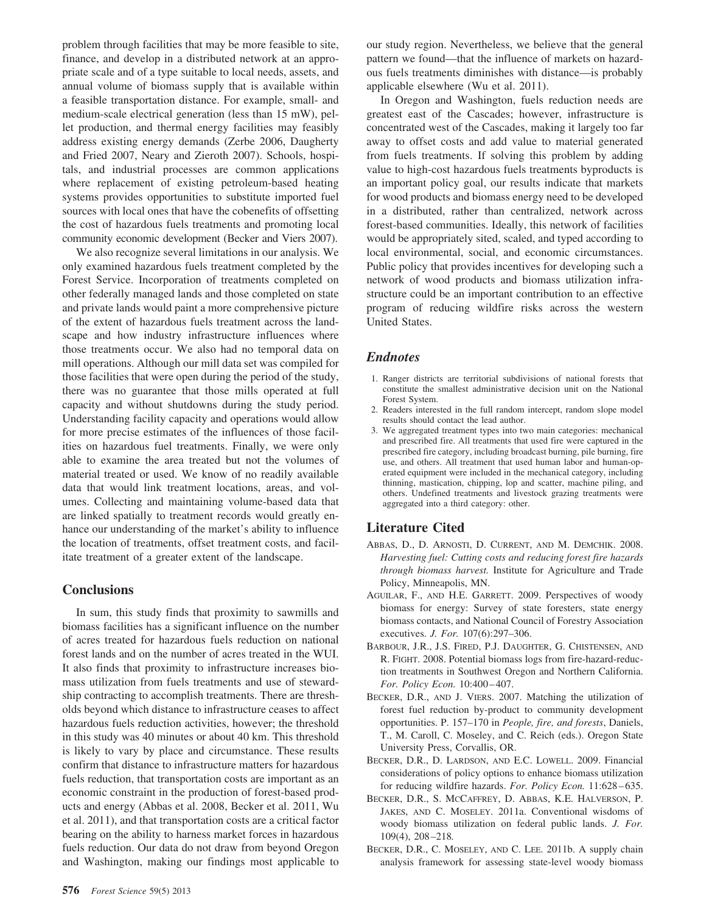problem through facilities that may be more feasible to site, finance, and develop in a distributed network at an appropriate scale and of a type suitable to local needs, assets, and annual volume of biomass supply that is available within a feasible transportation distance. For example, small- and medium-scale electrical generation (less than 15 mW), pellet production, and thermal energy facilities may feasibly address existing energy demands (Zerbe 2006, Daugherty and Fried 2007, Neary and Zieroth 2007). Schools, hospitals, and industrial processes are common applications where replacement of existing petroleum-based heating systems provides opportunities to substitute imported fuel sources with local ones that have the cobenefits of offsetting the cost of hazardous fuels treatments and promoting local community economic development (Becker and Viers 2007).

We also recognize several limitations in our analysis. We only examined hazardous fuels treatment completed by the Forest Service. Incorporation of treatments completed on other federally managed lands and those completed on state and private lands would paint a more comprehensive picture of the extent of hazardous fuels treatment across the landscape and how industry infrastructure influences where those treatments occur. We also had no temporal data on mill operations. Although our mill data set was compiled for those facilities that were open during the period of the study, there was no guarantee that those mills operated at full capacity and without shutdowns during the study period. Understanding facility capacity and operations would allow for more precise estimates of the influences of those facilities on hazardous fuel treatments. Finally, we were only able to examine the area treated but not the volumes of material treated or used. We know of no readily available data that would link treatment locations, areas, and volumes. Collecting and maintaining volume-based data that are linked spatially to treatment records would greatly enhance our understanding of the market's ability to influence the location of treatments, offset treatment costs, and facilitate treatment of a greater extent of the landscape.

## Conclusions

In sum, this study finds that proximity to sawmills and biomass facilities has a significant influence on the number of acres treated for hazardous fuels reduction on national forest lands and on the number of acres treated in the WUI. It also finds that proximity to infrastructure increases biomass utilization from fuels treatments and use of stewardship contracting to accomplish treatments. There are thresholds beyond which distance to infrastructure ceases to affect hazardous fuels reduction activities, however; the threshold in this study was 40 minutes or about 40 km. This threshold is likely to vary by place and circumstance. These results confirm that distance to infrastructure matters for hazardous fuels reduction, that transportation costs are important as an economic constraint in the production of forest-based products and energy (Abbas et al. 2008, Becker et al. 2011, Wu et al. 2011), and that transportation costs are a critical factor bearing on the ability to harness market forces in hazardous fuels reduction. Our data do not draw from beyond Oregon and Washington, making our findings most applicable to our study region. Nevertheless, we believe that the general pattern we found—that the influence of markets on hazardous fuels treatments diminishes with distance—is probably applicable elsewhere (Wu et al. 2011).

In Oregon and Washington, fuels reduction needs are greatest east of the Cascades; however, infrastructure is concentrated west of the Cascades, making it largely too far away to offset costs and add value to material generated from fuels treatments. If solving this problem by adding value to high-cost hazardous fuels treatments byproducts is an important policy goal, our results indicate that markets for wood products and biomass energy need to be developed in a distributed, rather than centralized, network across forest-based communities. Ideally, this network of facilities would be appropriately sited, scaled, and typed according to local environmental, social, and economic circumstances. Public policy that provides incentives for developing such a network of wood products and biomass utilization infrastructure could be an important contribution to an effective program of reducing wildfire risks across the western United States.

## *Endnotes*

1. Ranger districts are territorial subdivisions of national forests that constitute the smallest administrative decision unit on the National Forest System.
2. Readers interested in the full random intercept, random slope model results should contact the lead author.
3. We aggregated treatment types into two main categories: mechanical and prescribed fire. All treatments that used fire were captured in the prescribed fire category, including broadcast burning, pile burning, fire use, and others. All treatment that used human labor and human-operated equipment were included in the mechanical category, including thinning, mastication, chipping, lop and scatter, machine piling, and others. Undefined treatments and livestock grazing treatments were aggregated into a third category: other.

## Literature Cited

ABBAS, D., D. ARNOSTI, D. CURRENT, AND M. DEMCHIK. 2008. *Harvesting fuel: Cutting costs and reducing forest fire hazards through biomass harvest.* Institute for Agriculture and Trade Policy, Minneapolis, MN.

AGUILAR, F., AND H.E. GARRETT. 2009. Perspectives of woody biomass for energy: Survey of state foresters, state energy biomass contacts, and National Council of Forestry Association executives. *J. For.* 107(6):297–306.

BARBOUR, J.R., J.S. FIRED, P.J. DAUGHTER, G. CHISTENSEN, AND R. FIGHT. 2008. Potential biomass logs from fire-hazard-reduction treatments in Southwest Oregon and Northern California. *For. Policy Econ.* 10:400–407.

BECKER, D.R., AND J. VIERS. 2007. Matching the utilization of forest fuel reduction by-product to community development opportunities. P. 157–170 in *People, fire, and forests*, Daniels, T., M. Caroll, C. Moseley, and C. Reich (eds.). Oregon State University Press, Corvallis, OR.

BECKER, D.R., D. LARDSON, AND E.C. LOWELL. 2009. Financial considerations of policy options to enhance biomass utilization for reducing wildfire hazards. *For. Policy Econ.* 11:628–635.

BECKER, D.R., S. MCCAFFREY, D. ABBAS, K.E. HALVERSON, P. JAKES, AND C. MOSELEY. 2011a. Conventional wisdoms of woody biomass utilization on federal public lands. *J. For.* 109(4), 208–218.

BECKER, D.R., C. MOSELEY, AND C. LEE. 2011b. A supply chain analysis framework for assessing state-level woody biomass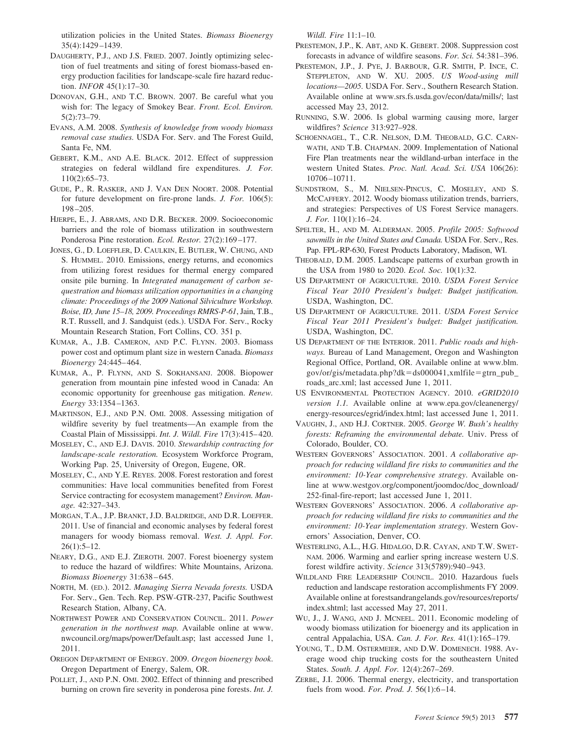utilization policies in the United States. *Biomass Bioenergy* 35(4):1429–1439.

DAUGHERTY, P.J., AND J.S. FRIED. 2007. Jointly optimizing selection of fuel treatments and siting of forest biomass-based energy production facilities for landscape-scale fire hazard reduction. *INFOR* 45(1):17–30.

DONOVAN, G.H., AND T.C. BROWN. 2007. Be careful what you wish for: The legacy of Smokey Bear. *Front. Ecol. Environ.* 5(2):73–79.

EVANS, A.M. 2008. *Synthesis of knowledge from woody biomass removal case studies.* USDA For. Serv. and The Forest Guild, Santa Fe, NM.

GEBERT, K.M., AND A.E. BLACK. 2012. Effect of suppression strategies on federal wildland fire expenditures. *J. For.* 110(2):65–73.

GUDE, P., R. RASKER, AND J. VAN DEN NOORT. 2008. Potential for future development on fire-prone lands. *J. For.* 106(5): 198–205.

HJERPE, E., J. ABRAMS, AND D.R. BECKER. 2009. Socioeconomic barriers and the role of biomass utilization in southwestern Ponderosa Pine restoration. *Ecol. Restor.* 27(2):169–177.

JONES, G., D. LOEFFLER, D. CAULKIN, E. BUTLER, W. CHUNG, AND S. HUMMEL. 2010. Emissions, energy returns, and economics from utilizing forest residues for thermal energy compared onsite pile burning. In *Integrated management of carbon sequestration and biomass utilization opportunities in a changing climate: Proceedings of the 2009 National Silviculture Workshop. Boise, ID, June 15–18, 2009. Proceedings RMRS-P-61*, Jain, T.B., R.T. Russell, and J. Sandquist (eds.). USDA For. Serv., Rocky Mountain Research Station, Fort Collins, CO. 351 p.

KUMAR, A., J.B. CAMERON, AND P.C. FLYNN. 2003. Biomass power cost and optimum plant size in western Canada. *Biomass Bioenergy* 24:445–464.

KUMAR, A., P. FLYNN, AND S. SOKHANSANJ. 2008. Biopower generation from mountain pine infested wood in Canada: An economic opportunity for greenhouse gas mitigation. *Renew. Energy* 33:1354–1363.

MARTINSON, E.J., AND P.N. OMI. 2008. Assessing mitigation of wildfire severity by fuel treatments—An example from the Coastal Plain of Mississippi. *Int. J. Wildl. Fire* 17(3):415–420.

MOSELEY, C., AND E.J. DAVIS. 2010. *Stewardship contracting for landscape-scale restoration.* Ecosystem Workforce Program, Working Pap. 25, University of Oregon, Eugene, OR.

MOSELEY, C., AND Y.E. REYES. 2008. Forest restoration and forest communities: Have local communities benefited from Forest Service contracting for ecosystem management? *Environ. Manage.* 42:327–343.

MORGAN, T.A., J.P. BRANKT, J.D. BALDRIDGE, AND D.R. LOEFFER. 2011. Use of financial and economic analyses by federal forest managers for woody biomass removal. *West. J. Appl. For.* 26(1):5–12.

NEARY, D.G., AND E.J. ZIEROTH. 2007. Forest bioenergy system to reduce the hazard of wildfires: White Mountains, Arizona. *Biomass Bioenergy* 31:638–645.

NORTH, M. (ED.). 2012. *Managing Sierra Nevada forests.* USDA For. Serv., Gen. Tech. Rep. PSW-GTR-237, Pacific Southwest Research Station, Albany, CA.

NORTHWEST POWER AND CONSERVATION COUNCIL. 2011. *Power generation in the northwest map.* Available online at www.nwcouncil.org/maps/power/Default.asp; last accessed June 1, 2011.

OREGON DEPARTMENT OF ENERGY. 2009. *Oregon bioenergy book*. Oregon Department of Energy, Salem, OR.

POLLET, J., AND P.N. OMI. 2002. Effect of thinning and prescribed burning on crown fire severity in ponderosa pine forests. *Int. J. Wildl. Fire* 11:1–10.

PRESTEMON, J.P., K. ABT, AND K. GEBERT. 2008. Suppression cost forecasts in advance of wildfire seasons. *For. Sci.* 54:381–396.

PRESTEMON, J.P., J. PYE, J. BARBOUR, G.R. SMITH, P. INCE, C. STEPPLETON, AND W. XU. 2005. *US Wood-using mill locations—2005.* USDA For. Serv., Southern Research Station. Available online at www.srs.fs.usda.gov/econ/data/mills/; last accessed May 23, 2012.

RUNNING, S.W. 2006. Is global warming causing more, larger wildfires? *Science* 313:927–928.

SCHOENNAGEL, T., C.R. NELSON, D.M. THEOBALD, G.C. CARNWATH, AND T.B. CHAPMAN. 2009. Implementation of National Fire Plan treatments near the wildland-urban interface in the western United States. *Proc. Natl. Acad. Sci. USA* 106(26): 10706–10711.

SUNDSTROM, S., M. NIELSEN-PINCUS, C. MOSELEY, AND S. MCCAFFERY. 2012. Woody biomass utilization trends, barriers, and strategies: Perspectives of US Forest Service managers. *J. For.* 110(1):16–24.

SPELTER, H., AND M. ALDERMAN. 2005. *Profile 2005: Softwood sawmills in the United States and Canada.* USDA For. Serv., Res. Pap. FPL-RP-630, Forest Products Laboratory, Madison, WI.

THEOBALD, D.M. 2005. Landscape patterns of exurban growth in the USA from 1980 to 2020. *Ecol. Soc.* 10(1):32.

US DEPARTMENT OF AGRICULTURE. 2010. *USDA Forest Service Fiscal Year 2010 President's budget: Budget justification.* USDA, Washington, DC.

US DEPARTMENT OF AGRICULTURE. 2011. *USDA Forest Service Fiscal Year 2011 President's budget: Budget justification.* USDA, Washington, DC.

US DEPARTMENT OF THE INTERIOR. 2011. *Public roads and highways.* Bureau of Land Management, Oregon and Washington Regional Office, Portland, OR. Available online at www.blm.gov/or/gis/metadata.php?dk=ds000041,xmlfile=gtrn_pub_roads_arc.xml; last accessed June 1, 2011.

US ENVIRONMENTAL PROTECTION AGENCY. 2010. *eGRID2010 version 1.1.* Available online at www.epa.gov/cleanenergy/energy-resources/egrid/index.html; last accessed June 1, 2011.

VAUGHN, J., AND H.J. CORTNER. 2005. *George W. Bush's healthy forests: Reframing the environmental debate.* Univ. Press of Colorado, Boulder, CO.

WESTERN GOVERNORS' ASSOCIATION. 2001. *A collaborative approach for reducing wildland fire risks to communities and the environment: 10-Year comprehensive strategy*. Available online at www.westgov.org/component/joomdoc/doc_download/252-final-fire-report; last accessed June 1, 2011.

WESTERN GOVERNORS' ASSOCIATION. 2006. *A collaborative approach for reducing wildland fire risks to communities and the environment: 10-Year implementation strategy*. Western Governors' Association, Denver, CO.

WESTERLING, A.L., H.G. HIDALGO, D.R. CAYAN, AND T.W. SWETNAM. 2006. Warming and earlier spring increase western U.S. forest wildfire activity. *Science* 313(5789):940–943.

WILDLAND FIRE LEADERSHIP COUNCIL. 2010. Hazardous fuels reduction and landscape restoration accomplishments FY 2009. Available online at forestsandrangelands.gov/resources/reports/index.shtml; last accessed May 27, 2011.

WU, J., J. WANG, AND J. MCNEEL. 2011. Economic modeling of woody biomass utilization for bioenergy and its application in central Appalachia, USA. *Can. J. For. Res.* 41(1):165–179.

YOUNG, T., D.M. OSTERMEIER, AND D.W. DOMENECH. 1988. Average wood chip trucking costs for the southeastern United States. *South. J. Appl. For.* 12(4):267–269.

ZERBE, J.I. 2006. Thermal energy, electricity, and transportation fuels from wood. *For. Prod. J.* 56(1):6–14.